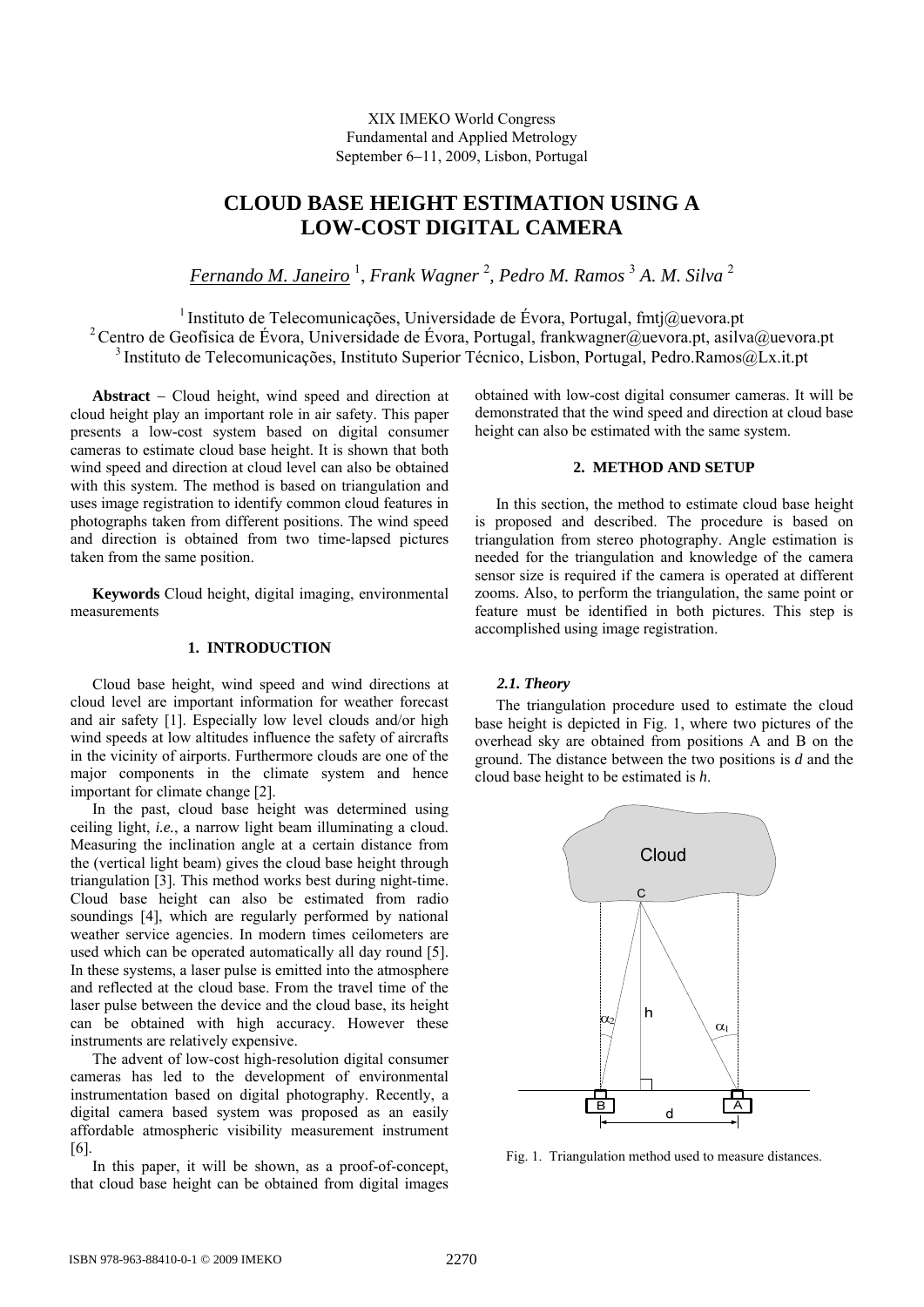XIX IMEKO World Congress
Fundamental and Applied Metrology
September 6−11, 2009, Lisbon, Portugal

# CLOUD BASE HEIGHT ESTIMATION USING A LOW-COST DIGITAL CAMERA

*Fernando M. Janeiro* [1], *Frank Wagner* [2], *Pedro M. Ramos* [3] *A. M. Silva* [2]

[1] Instituto de Telecomunicações, Universidade de Évora, Portugal, fmtj@uevora.pt
[2] Centro de Geofísica de Évora, Universidade de Évora, Portugal, frankwagner@uevora.pt, asilva@uevora.pt
[3] Instituto de Telecomunicações, Instituto Superior Técnico, Lisbon, Portugal, Pedro.Ramos@Lx.it.pt

**Abstract** − Cloud height, wind speed and direction at cloud height play an important role in air safety. This paper presents a low-cost system based on digital consumer cameras to estimate cloud base height. It is shown that both wind speed and direction at cloud level can also be obtained with this system. The method is based on triangulation and uses image registration to identify common cloud features in photographs taken from different positions. The wind speed and direction is obtained from two time-lapsed pictures taken from the same position.

**Keywords** Cloud height, digital imaging, environmental measurements

## 1. INTRODUCTION

Cloud base height, wind speed and wind directions at cloud level are important information for weather forecast and air safety [1]. Especially low level clouds and/or high wind speeds at low altitudes influence the safety of aircrafts in the vicinity of airports. Furthermore clouds are one of the major components in the climate system and hence important for climate change [2].

In the past, cloud base height was determined using ceiling light, *i.e.*, a narrow light beam illuminating a cloud. Measuring the inclination angle at a certain distance from the (vertical light beam) gives the cloud base height through triangulation [3]. This method works best during night-time. Cloud base height can also be estimated from radio soundings [4], which are regularly performed by national weather service agencies. In modern times ceilometers are used which can be operated automatically all day round [5]. In these systems, a laser pulse is emitted into the atmosphere and reflected at the cloud base. From the travel time of the laser pulse between the device and the cloud base, its height can be obtained with high accuracy. However these instruments are relatively expensive.

The advent of low-cost high-resolution digital consumer cameras has led to the development of environmental instrumentation based on digital photography. Recently, a digital camera based system was proposed as an easily affordable atmospheric visibility measurement instrument [6].

In this paper, it will be shown, as a proof-of-concept, that cloud base height can be obtained from digital images obtained with low-cost digital consumer cameras. It will be demonstrated that the wind speed and direction at cloud base height can also be estimated with the same system.

## 2. METHOD AND SETUP

In this section, the method to estimate cloud base height is proposed and described. The procedure is based on triangulation from stereo photography. Angle estimation is needed for the triangulation and knowledge of the camera sensor size is required if the camera is operated at different zooms. Also, to perform the triangulation, the same point or feature must be identified in both pictures. This step is accomplished using image registration.

### *2.1. Theory*

The triangulation procedure used to estimate the cloud base height is depicted in Fig. 1, where two pictures of the overhead sky are obtained from positions A and B on the ground. The distance between the two positions is $d$ and the cloud base height to be estimated is $h$.

Fig. 1. Triangulation method used to measure distances.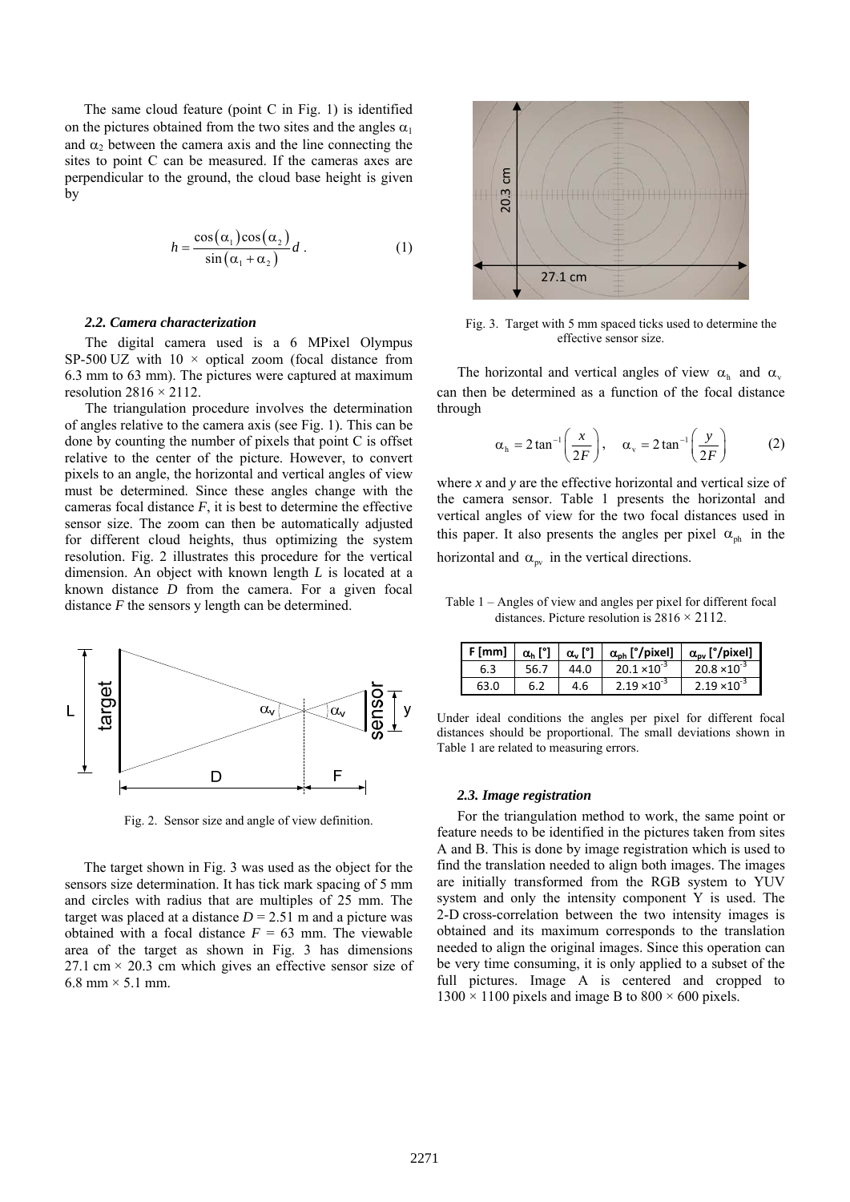The same cloud feature (point C in Fig. 1) is identified on the pictures obtained from the two sites and the angles $\alpha_1$ and $\alpha_2$ between the camera axis and the line connecting the sites to point C can be measured. If the cameras axes are perpendicular to the ground, the cloud base height is given by

$$h = \frac{\cos(\alpha_1)\cos(\alpha_2)}{\sin(\alpha_1 + \alpha_2)} d \;. \tag{1}$$

### 2.2. Camera characterization

The digital camera used is a 6 MPixel Olympus SP-500 UZ with 10 × optical zoom (focal distance from 6.3 mm to 63 mm). The pictures were captured at maximum resolution 2816 × 2112.

The triangulation procedure involves the determination of angles relative to the camera axis (see Fig. 1). This can be done by counting the number of pixels that point C is offset relative to the center of the picture. However, to convert pixels to an angle, the horizontal and vertical angles of view must be determined. Since these angles change with the cameras focal distance *F*, it is best to determine the effective sensor size. The zoom can then be automatically adjusted for different cloud heights, thus optimizing the system resolution. Fig. 2 illustrates this procedure for the vertical dimension. An object with known length *L* is located at a known distance *D* from the camera. For a given focal distance *F* the sensors y length can be determined.

Fig. 2. Sensor size and angle of view definition.

The target shown in Fig. 3 was used as the object for the sensors size determination. It has tick mark spacing of 5 mm and circles with radius that are multiples of 25 mm. The target was placed at a distance $D = 2.51$ m and a picture was obtained with a focal distance $F = 63$ mm. The viewable area of the target as shown in Fig. 3 has dimensions 27.1 cm × 20.3 cm which gives an effective sensor size of 6.8 mm × 5.1 mm.

Fig. 3. Target with 5 mm spaced ticks used to determine the effective sensor size.

The horizontal and vertical angles of view $\alpha_h$ and $\alpha_v$ can then be determined as a function of the focal distance through

$$\alpha_h = 2\tan^{-1}\left(\frac{x}{2F}\right), \quad \alpha_v = 2\tan^{-1}\left(\frac{y}{2F}\right) \tag{2}$$

where *x* and *y* are the effective horizontal and vertical size of the camera sensor. Table 1 presents the horizontal and vertical angles of view for the two focal distances used in this paper. It also presents the angles per pixel $\alpha_{ph}$ in the horizontal and $\alpha_{pv}$ in the vertical directions.

Table 1 – Angles of view and angles per pixel for different focal distances. Picture resolution is 2816 × 2112.

| F [mm] | $\alpha_h$ [°] | $\alpha_v$ [°] | $\alpha_{ph}$ [°/pixel] | $\alpha_{pv}$ [°/pixel] |
|---|---|---|---|---|
| 6.3 | 56.7 | 44.0 | $20.1 \times 10^{-3}$ | $20.8 \times 10^{-3}$ |
| 63.0 | 6.2 | 4.6 | $2.19 \times 10^{-3}$ | $2.19 \times 10^{-3}$ |

Under ideal conditions the angles per pixel for different focal distances should be proportional. The small deviations shown in Table 1 are related to measuring errors.

### 2.3. Image registration

For the triangulation method to work, the same point or feature needs to be identified in the pictures taken from sites A and B. This is done by image registration which is used to find the translation needed to align both images. The images are initially transformed from the RGB system to YUV system and only the intensity component Y is used. The 2-D cross-correlation between the two intensity images is obtained and its maximum corresponds to the translation needed to align the original images. Since this operation can be very time consuming, it is only applied to a subset of the full pictures. Image A is centered and cropped to 1300 × 1100 pixels and image B to 800 × 600 pixels.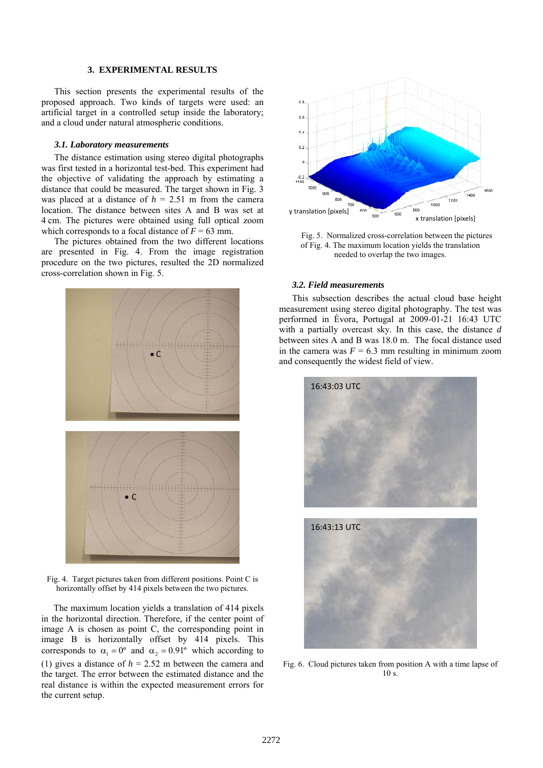## 3. EXPERIMENTAL RESULTS

This section presents the experimental results of the proposed approach. Two kinds of targets were used: an artificial target in a controlled setup inside the laboratory; and a cloud under natural atmospheric conditions.

### *3.1. Laboratory measurements*

The distance estimation using stereo digital photographs was first tested in a horizontal test-bed. This experiment had the objective of validating the approach by estimating a distance that could be measured. The target shown in Fig. 3 was placed at a distance of $h$ = 2.51 m from the camera location. The distance between sites A and B was set at 4 cm. The pictures were obtained using full optical zoom which corresponds to a focal distance of $F$ = 63 mm.

The pictures obtained from the two different locations are presented in Fig. 4. From the image registration procedure on the two pictures, resulted the 2D normalized cross-correlation shown in Fig. 5.

Fig. 4. Target pictures taken from different positions. Point C is horizontally offset by 414 pixels between the two pictures.

The maximum location yields a translation of 414 pixels in the horizontal direction. Therefore, if the center point of image A is chosen as point C, the corresponding point in image B is horizontally offset by 414 pixels. This corresponds to $\alpha_1 = 0°$ and $\alpha_2 = 0.91°$ which according to (1) gives a distance of $h$ = 2.52 m between the camera and the target. The error between the estimated distance and the real distance is within the expected measurement errors for the current setup.

Fig. 5. Normalized cross-correlation between the pictures of Fig. 4. The maximum location yields the translation needed to overlap the two images.

### *3.2. Field measurements*

This subsection describes the actual cloud base height measurement using stereo digital photography. The test was performed in Évora, Portugal at 2009-01-21 16:43 UTC with a partially overcast sky. In this case, the distance $d$ between sites A and B was 18.0 m. The focal distance used in the camera was $F$ = 6.3 mm resulting in minimum zoom and consequently the widest field of view.

Fig. 6. Cloud pictures taken from position A with a time lapse of 10 s.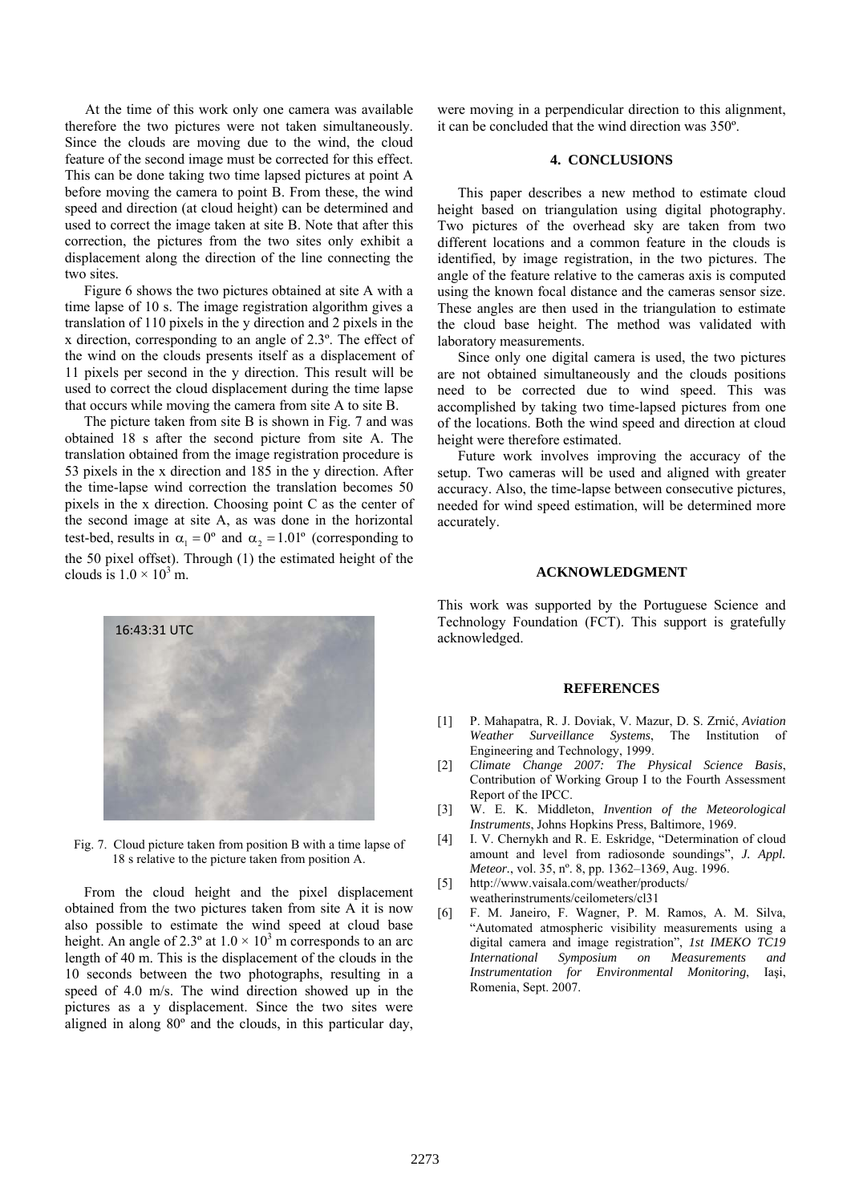At the time of this work only one camera was available therefore the two pictures were not taken simultaneously. Since the clouds are moving due to the wind, the cloud feature of the second image must be corrected for this effect. This can be done taking two time lapsed pictures at point A before moving the camera to point B. From these, the wind speed and direction (at cloud height) can be determined and used to correct the image taken at site B. Note that after this correction, the pictures from the two sites only exhibit a displacement along the direction of the line connecting the two sites.

Figure 6 shows the two pictures obtained at site A with a time lapse of 10 s. The image registration algorithm gives a translation of 110 pixels in the y direction and 2 pixels in the x direction, corresponding to an angle of 2.3º. The effect of the wind on the clouds presents itself as a displacement of 11 pixels per second in the y direction. This result will be used to correct the cloud displacement during the time lapse that occurs while moving the camera from site A to site B.

The picture taken from site B is shown in Fig. 7 and was obtained 18 s after the second picture from site A. The translation obtained from the image registration procedure is 53 pixels in the x direction and 185 in the y direction. After the time-lapse wind correction the translation becomes 50 pixels in the x direction. Choosing point C as the center of the second image at site A, as was done in the horizontal test-bed, results in $\alpha_1 = 0º$ and $\alpha_2 = 1.01º$ (corresponding to the 50 pixel offset). Through (1) the estimated height of the clouds is $1.0 \times 10^3$ m.

16:43:31 UTC

Fig. 7. Cloud picture taken from position B with a time lapse of 18 s relative to the picture taken from position A.

From the cloud height and the pixel displacement obtained from the two pictures taken from site A it is now also possible to estimate the wind speed at cloud base height. An angle of 2.3º at $1.0 \times 10^3$ m corresponds to an arc length of 40 m. This is the displacement of the clouds in the 10 seconds between the two photographs, resulting in a speed of 4.0 m/s. The wind direction showed up in the pictures as a y displacement. Since the two sites were aligned in along 80º and the clouds, in this particular day, were moving in a perpendicular direction to this alignment, it can be concluded that the wind direction was 350º.

## 4. CONCLUSIONS

This paper describes a new method to estimate cloud height based on triangulation using digital photography. Two pictures of the overhead sky are taken from two different locations and a common feature in the clouds is identified, by image registration, in the two pictures. The angle of the feature relative to the cameras axis is computed using the known focal distance and the cameras sensor size. These angles are then used in the triangulation to estimate the cloud base height. The method was validated with laboratory measurements.

Since only one digital camera is used, the two pictures are not obtained simultaneously and the clouds positions need to be corrected due to wind speed. This was accomplished by taking two time-lapsed pictures from one of the locations. Both the wind speed and direction at cloud height were therefore estimated.

Future work involves improving the accuracy of the setup. Two cameras will be used and aligned with greater accuracy. Also, the time-lapse between consecutive pictures, needed for wind speed estimation, will be determined more accurately.

## ACKNOWLEDGMENT

This work was supported by the Portuguese Science and Technology Foundation (FCT). This support is gratefully acknowledged.

## REFERENCES

[1] P. Mahapatra, R. J. Doviak, V. Mazur, D. S. Zrnić, *Aviation Weather Surveillance Systems*, The Institution of Engineering and Technology, 1999.

[2] *Climate Change 2007: The Physical Science Basis*, Contribution of Working Group I to the Fourth Assessment Report of the IPCC.

[3] W. E. K. Middleton, *Invention of the Meteorological Instruments*, Johns Hopkins Press, Baltimore, 1969.

[4] I. V. Chernykh and R. E. Eskridge, "Determination of cloud amount and level from radiosonde soundings", *J. Appl. Meteor.*, vol. 35, nº. 8, pp. 1362–1369, Aug. 1996.

[5] http://www.vaisala.com/weather/products/weatherinstruments/ceilometers/cl31

[6] F. M. Janeiro, F. Wagner, P. M. Ramos, A. M. Silva, "Automated atmospheric visibility measurements using a digital camera and image registration", *1st IMEKO TC19 International Symposium on Measurements and Instrumentation for Environmental Monitoring*, Iaşi, Romenia, Sept. 2007.